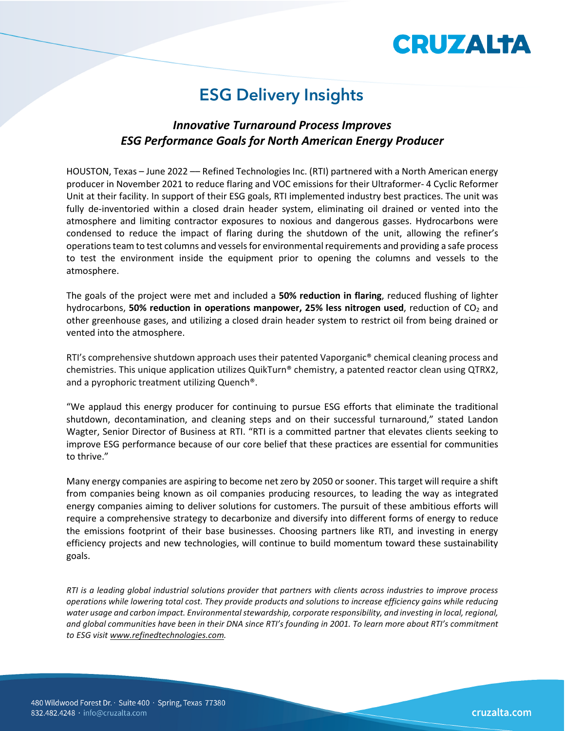# ESG Delivery Insights

## *Innovative Turnaround Process Improves ESG Performance Goals for North American Energy Producer*

HOUSTON, Texas – June 2022 –– Refined Technologies Inc. (RTI) partnered with a North American energy producer in November 2021 to reduce flaring and VOC emissions for their Ultraformer- 4 Cyclic Reformer Unit at their facility. In support of their ESG goals, RTI implemented industry best practices. The unit was fully de-inventoried within a closed drain header system, eliminating oil drained or vented into the atmosphere and limiting contractor exposures to noxious and dangerous gasses. Hydrocarbons were condensed to reduce the impact of flaring during the shutdown of the unit, allowing the refiner's operations team to test columns and vessels for environmental requirements and providing a safe process to test the environment inside the equipment prior to opening the columns and vessels to the atmosphere.

The goals of the project were met and included a **50% reduction in flaring**, reduced flushing of lighter hydrocarbons, **50% reduction in operations manpower, 25% less nitrogen used**, reduction of $CO_2$ and other greenhouse gases, and utilizing a closed drain header system to restrict oil from being drained or vented into the atmosphere.

RTI's comprehensive shutdown approach uses their patented Vaporganic® chemical cleaning process and chemistries. This unique application utilizes QuikTurn® chemistry, a patented reactor clean using QTRX2, and a pyrophoric treatment utilizing Quench®.

"We applaud this energy producer for continuing to pursue ESG efforts that eliminate the traditional shutdown, decontamination, and cleaning steps and on their successful turnaround," stated Landon Wagter, Senior Director of Business at RTI. "RTI is a committed partner that elevates clients seeking to improve ESG performance because of our core belief that these practices are essential for communities to thrive."

Many energy companies are aspiring to become net zero by 2050 or sooner. This target will require a shift from companies being known as oil companies producing resources, to leading the way as integrated energy companies aiming to deliver solutions for customers. The pursuit of these ambitious efforts will require a comprehensive strategy to decarbonize and diversify into different forms of energy to reduce the emissions footprint of their base businesses. Choosing partners like RTI, and investing in energy efficiency projects and new technologies, will continue to build momentum toward these sustainability goals.

*RTI is a leading global industrial solutions provider that partners with clients across industries to improve process operations while lowering total cost. They provide products and solutions to increase efficiency gains while reducing water usage and carbon impact. Environmental stewardship, corporate responsibility, and investing in local, regional, and global communities have been in their DNA since RTI's founding in 2001. To learn more about RTI's commitment to ESG visit www.refinedtechnologies.com.*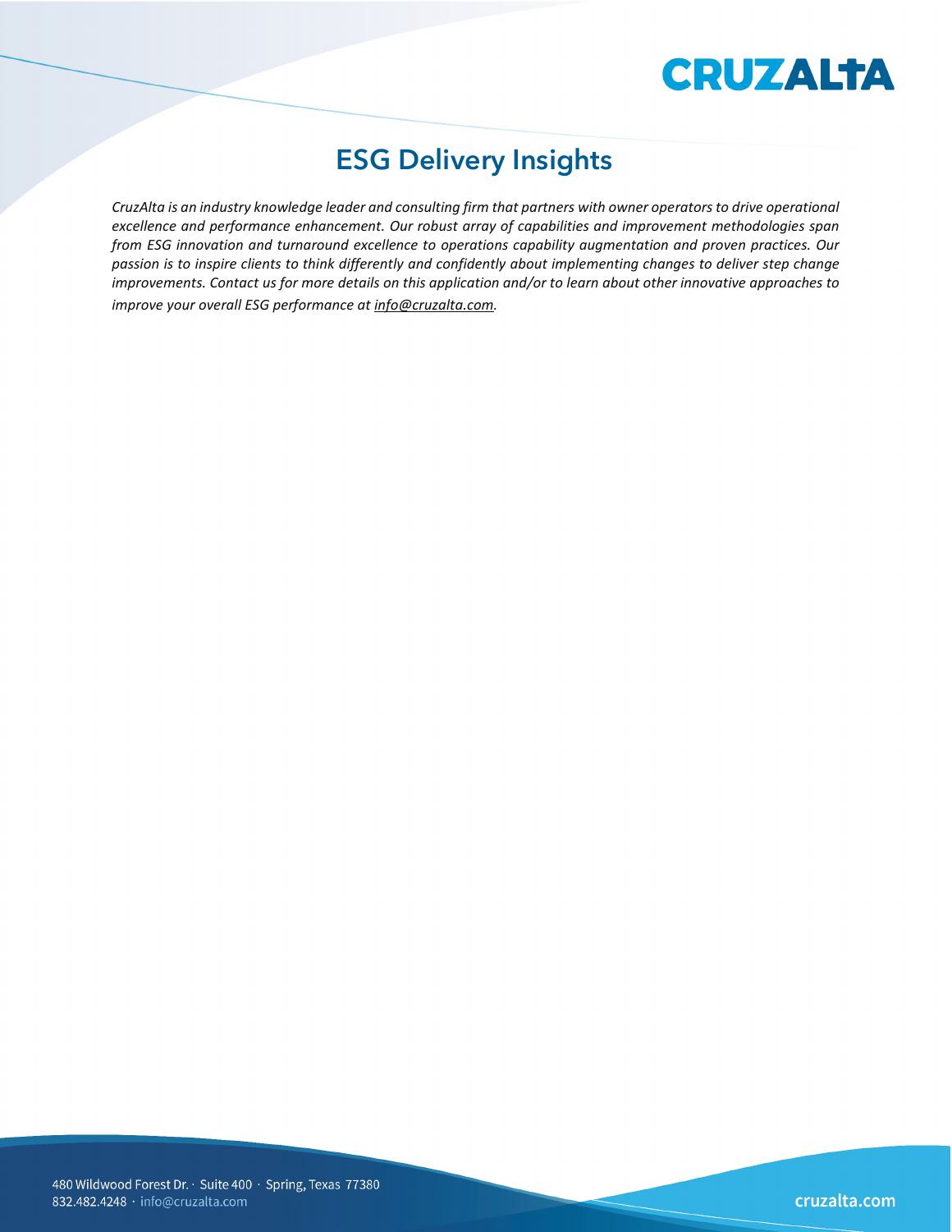# ESG Delivery Insights

*CruzAlta is an industry knowledge leader and consulting firm that partners with owner operators to drive operational excellence and performance enhancement. Our robust array of capabilities and improvement methodologies span from ESG innovation and turnaround excellence to operations capability augmentation and proven practices. Our passion is to inspire clients to think differently and confidently about implementing changes to deliver step change improvements. Contact us for more details on this application and/or to learn about other innovative approaches to improve your overall ESG performance at info@cruzalta.com.*